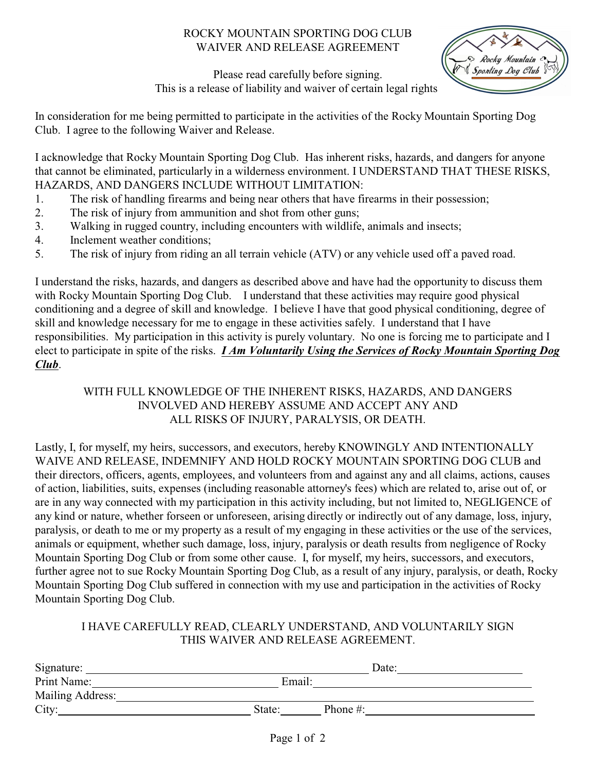# ROCKY MOUNTAIN SPORTING DOG CLUB
## WAIVER AND RELEASE AGREEMENT

Please read carefully before signing.
This is a release of liability and waiver of certain legal rights

In consideration for me being permitted to participate in the activities of the Rocky Mountain Sporting Dog Club. I agree to the following Waiver and Release.

I acknowledge that Rocky Mountain Sporting Dog Club. Has inherent risks, hazards, and dangers for anyone that cannot be eliminated, particularly in a wilderness environment. I UNDERSTAND THAT THESE RISKS, HAZARDS, AND DANGERS INCLUDE WITHOUT LIMITATION:

1. The risk of handling firearms and being near others that have firearms in their possession;
2. The risk of injury from ammunition and shot from other guns;
3. Walking in rugged country, including encounters with wildlife, animals and insects;
4. Inclement weather conditions;
5. The risk of injury from riding an all terrain vehicle (ATV) or any vehicle used off a paved road.

I understand the risks, hazards, and dangers as described above and have had the opportunity to discuss them with Rocky Mountain Sporting Dog Club. I understand that these activities may require good physical conditioning and a degree of skill and knowledge. I believe I have that good physical conditioning, degree of skill and knowledge necessary for me to engage in these activities safely. I understand that I have responsibilities. My participation in this activity is purely voluntary. No one is forcing me to participate and I elect to participate in spite of the risks. ***I Am Voluntarily Using the Services of Rocky Mountain Sporting Dog Club***.

WITH FULL KNOWLEDGE OF THE INHERENT RISKS, HAZARDS, AND DANGERS INVOLVED AND HEREBY ASSUME AND ACCEPT ANY AND ALL RISKS OF INJURY, PARALYSIS, OR DEATH.

Lastly, I, for myself, my heirs, successors, and executors, hereby KNOWINGLY AND INTENTIONALLY WAIVE AND RELEASE, INDEMNIFY AND HOLD ROCKY MOUNTAIN SPORTING DOG CLUB and their directors, officers, agents, employees, and volunteers from and against any and all claims, actions, causes of action, liabilities, suits, expenses (including reasonable attorney's fees) which are related to, arise out of, or are in any way connected with my participation in this activity including, but not limited to, NEGLIGENCE of any kind or nature, whether forseen or unforeseen, arising directly or indirectly out of any damage, loss, injury, paralysis, or death to me or my property as a result of my engaging in these activities or the use of the services, animals or equipment, whether such damage, loss, injury, paralysis or death results from negligence of Rocky Mountain Sporting Dog Club or from some other cause. I, for myself, my heirs, successors, and executors, further agree not to sue Rocky Mountain Sporting Dog Club, as a result of any injury, paralysis, or death, Rocky Mountain Sporting Dog Club suffered in connection with my use and participation in the activities of Rocky Mountain Sporting Dog Club.

I HAVE CAREFULLY READ, CLEARLY UNDERSTAND, AND VOLUNTARILY SIGN THIS WAIVER AND RELEASE AGREEMENT.

Signature: ______________________________ Date: ____________________

Print Name: ______________________________ Email: ______________________________

Mailing Address: ____________________________________________________________

City: ______________________________ State: ________ Phone #: ______________________________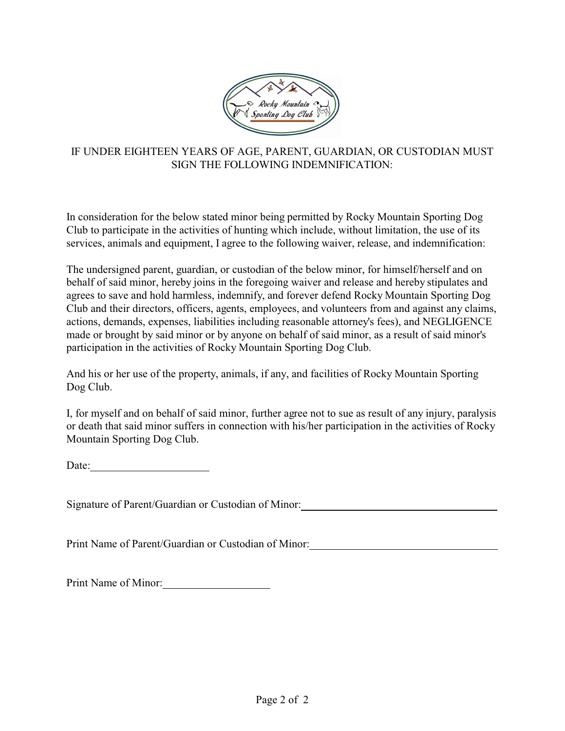IF UNDER EIGHTEEN YEARS OF AGE, PARENT, GUARDIAN, OR CUSTODIAN MUST SIGN THE FOLLOWING INDEMNIFICATION:

In consideration for the below stated minor being permitted by Rocky Mountain Sporting Dog Club to participate in the activities of hunting which include, without limitation, the use of its services, animals and equipment, I agree to the following waiver, release, and indemnification:

The undersigned parent, guardian, or custodian of the below minor, for himself/herself and on behalf of said minor, hereby joins in the foregoing waiver and release and hereby stipulates and agrees to save and hold harmless, indemnify, and forever defend Rocky Mountain Sporting Dog Club and their directors, officers, agents, employees, and volunteers from and against any claims, actions, demands, expenses, liabilities including reasonable attorney's fees), and NEGLIGENCE made or brought by said minor or by anyone on behalf of said minor, as a result of said minor's participation in the activities of Rocky Mountain Sporting Dog Club.

And his or her use of the property, animals, if any, and facilities of Rocky Mountain Sporting Dog Club.

I, for myself and on behalf of said minor, further agree not to sue as result of any injury, paralysis or death that said minor suffers in connection with his/her participation in the activities of Rocky Mountain Sporting Dog Club.

Date:\_\_\_\_\_\_\_\_\_\_\_\_\_\_\_\_\_\_\_\_

Signature of Parent/Guardian or Custodian of Minor:\_\_\_\_\_\_\_\_\_\_\_\_\_\_\_\_\_\_\_\_\_\_\_\_\_\_\_\_\_\_

Print Name of Parent/Guardian or Custodian of Minor:\_\_\_\_\_\_\_\_\_\_\_\_\_\_\_\_\_\_\_\_\_\_\_\_\_\_\_\_\_\_

Print Name of Minor:\_\_\_\_\_\_\_\_\_\_\_\_\_\_\_\_\_\_\_\_